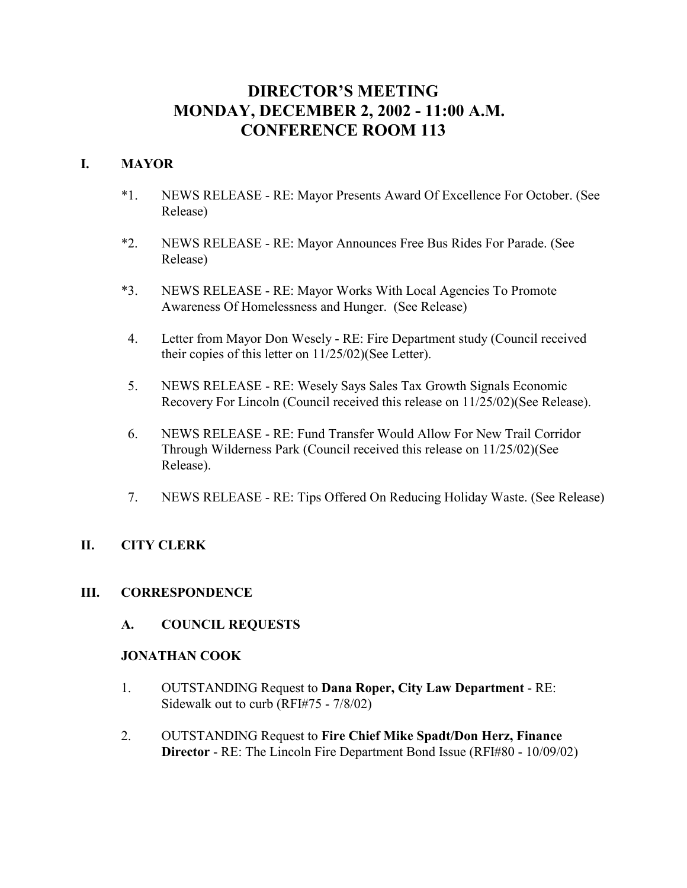# DIRECTOR'S MEETING
# MONDAY, DECEMBER 2, 2002 - 11:00 A.M.
# CONFERENCE ROOM 113

## I. MAYOR

*1. NEWS RELEASE - RE: Mayor Presents Award Of Excellence For October. (See Release)

*2. NEWS RELEASE - RE: Mayor Announces Free Bus Rides For Parade. (See Release)

*3. NEWS RELEASE - RE: Mayor Works With Local Agencies To Promote Awareness Of Homelessness and Hunger. (See Release)

4. Letter from Mayor Don Wesely - RE: Fire Department study (Council received their copies of this letter on 11/25/02)(See Letter).

5. NEWS RELEASE - RE: Wesely Says Sales Tax Growth Signals Economic Recovery For Lincoln (Council received this release on 11/25/02)(See Release).

6. NEWS RELEASE - RE: Fund Transfer Would Allow For New Trail Corridor Through Wilderness Park (Council received this release on 11/25/02)(See Release).

7. NEWS RELEASE - RE: Tips Offered On Reducing Holiday Waste. (See Release)

## II. CITY CLERK

## III. CORRESPONDENCE

### A. COUNCIL REQUESTS

**JONATHAN COOK**

1. OUTSTANDING Request to **Dana Roper, City Law Department** - RE: Sidewalk out to curb (RFI#75 - 7/8/02)

2. OUTSTANDING Request to **Fire Chief Mike Spadt/Don Herz, Finance Director** - RE: The Lincoln Fire Department Bond Issue (RFI#80 - 10/09/02)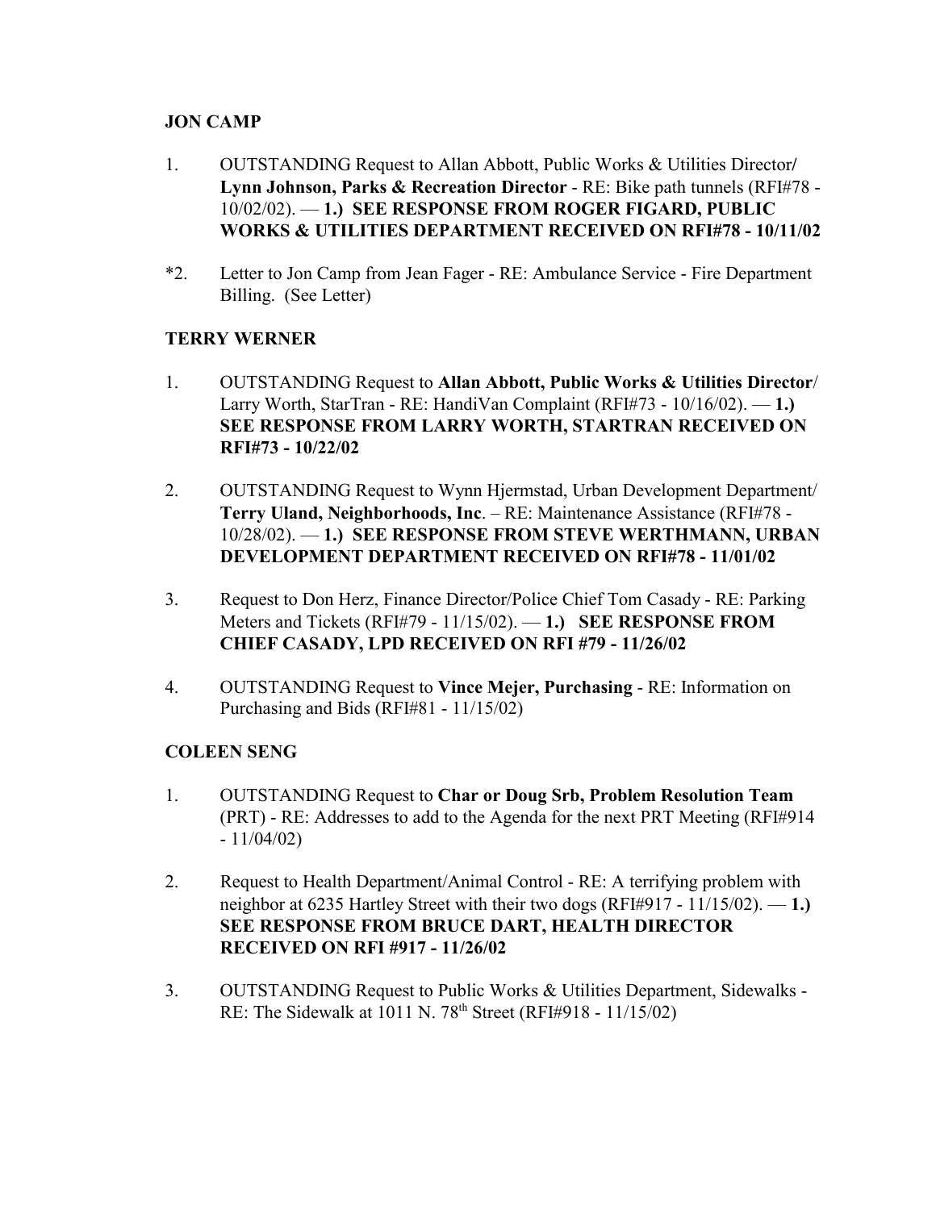**JON CAMP**

1. OUTSTANDING Request to Allan Abbott, Public Works & Utilities Director/ **Lynn Johnson, Parks & Recreation Director** - RE: Bike path tunnels (RFI#78 - 10/02/02). — **1.) SEE RESPONSE FROM ROGER FIGARD, PUBLIC WORKS & UTILITIES DEPARTMENT RECEIVED ON RFI#78 - 10/11/02**

*2. Letter to Jon Camp from Jean Fager - RE: Ambulance Service - Fire Department Billing. (See Letter)

**TERRY WERNER**

1. OUTSTANDING Request to **Allan Abbott, Public Works & Utilities Director**/ Larry Worth, StarTran - RE: HandiVan Complaint (RFI#73 - 10/16/02). — **1.) SEE RESPONSE FROM LARRY WORTH, STARTRAN RECEIVED ON RFI#73 - 10/22/02**

2. OUTSTANDING Request to Wynn Hjermstad, Urban Development Department/ **Terry Uland, Neighborhoods, Inc**. – RE: Maintenance Assistance (RFI#78 - 10/28/02). — **1.) SEE RESPONSE FROM STEVE WERTHMANN, URBAN DEVELOPMENT DEPARTMENT RECEIVED ON RFI#78 - 11/01/02**

3. Request to Don Herz, Finance Director/Police Chief Tom Casady - RE: Parking Meters and Tickets (RFI#79 - 11/15/02). — **1.) SEE RESPONSE FROM CHIEF CASADY, LPD RECEIVED ON RFI #79 - 11/26/02**

4. OUTSTANDING Request to **Vince Mejer, Purchasing** - RE: Information on Purchasing and Bids (RFI#81 - 11/15/02)

**COLEEN SENG**

1. OUTSTANDING Request to **Char or Doug Srb, Problem Resolution Team** (PRT) - RE: Addresses to add to the Agenda for the next PRT Meeting (RFI#914 - 11/04/02)

2. Request to Health Department/Animal Control - RE: A terrifying problem with neighbor at 6235 Hartley Street with their two dogs (RFI#917 - 11/15/02). — **1.) SEE RESPONSE FROM BRUCE DART, HEALTH DIRECTOR RECEIVED ON RFI #917 - 11/26/02**

3. OUTSTANDING Request to Public Works & Utilities Department, Sidewalks - RE: The Sidewalk at 1011 N. 78th Street (RFI#918 - 11/15/02)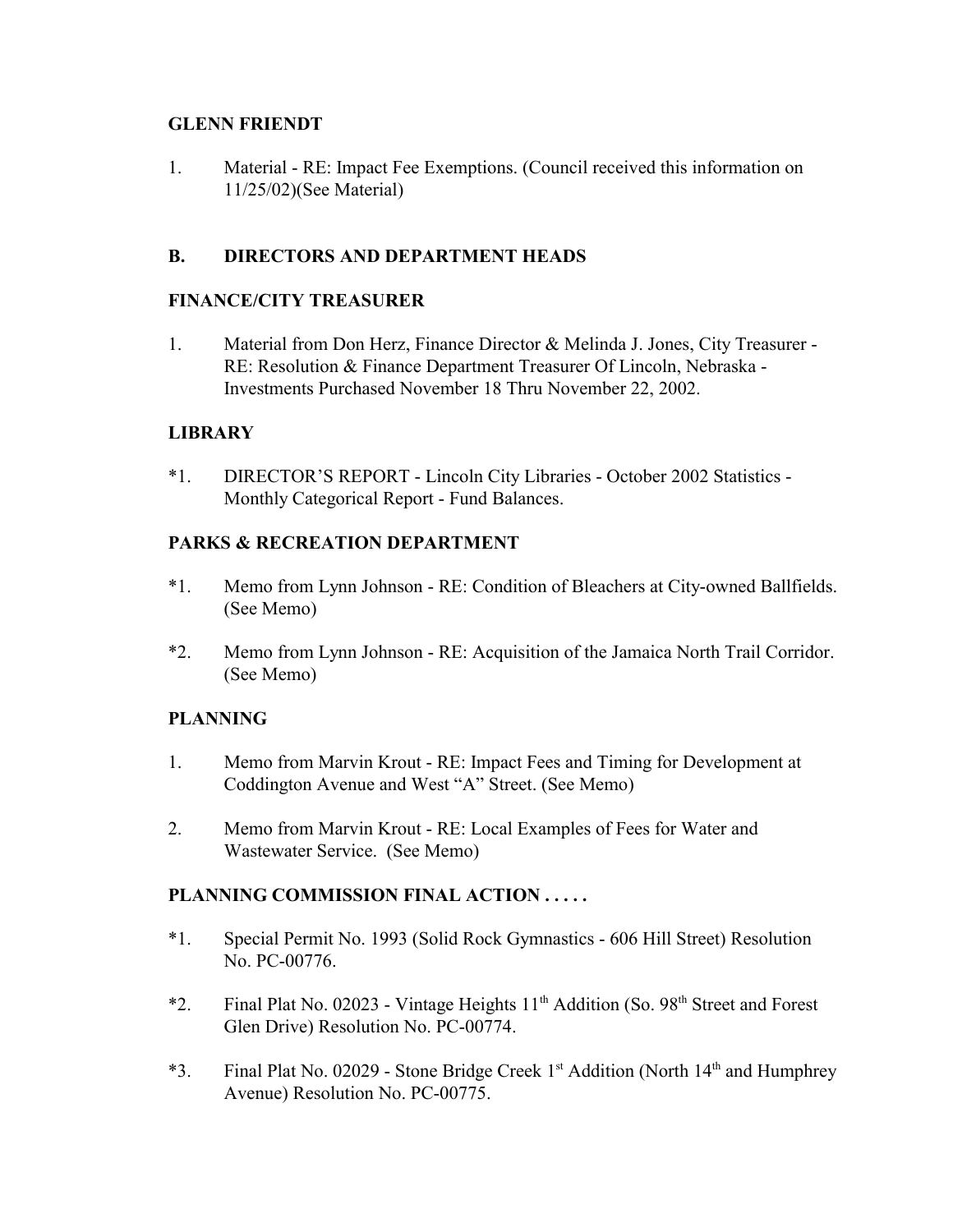**GLENN FRIENDT**

1. Material - RE: Impact Fee Exemptions. (Council received this information on 11/25/02)(See Material)

## B. DIRECTORS AND DEPARTMENT HEADS

**FINANCE/CITY TREASURER**

1. Material from Don Herz, Finance Director & Melinda J. Jones, City Treasurer - RE: Resolution & Finance Department Treasurer Of Lincoln, Nebraska - Investments Purchased November 18 Thru November 22, 2002.

**LIBRARY**

*1. DIRECTOR'S REPORT - Lincoln City Libraries - October 2002 Statistics - Monthly Categorical Report - Fund Balances.

**PARKS & RECREATION DEPARTMENT**

*1. Memo from Lynn Johnson - RE: Condition of Bleachers at City-owned Ballfields. (See Memo)

*2. Memo from Lynn Johnson - RE: Acquisition of the Jamaica North Trail Corridor. (See Memo)

**PLANNING**

1. Memo from Marvin Krout - RE: Impact Fees and Timing for Development at Coddington Avenue and West "A" Street. (See Memo)

2. Memo from Marvin Krout - RE: Local Examples of Fees for Water and Wastewater Service. (See Memo)

**PLANNING COMMISSION FINAL ACTION . . . . .**

*1. Special Permit No. 1993 (Solid Rock Gymnastics - 606 Hill Street) Resolution No. PC-00776.

*2. Final Plat No. 02023 - Vintage Heights 11th Addition (So. 98th Street and Forest Glen Drive) Resolution No. PC-00774.

*3. Final Plat No. 02029 - Stone Bridge Creek 1st Addition (North 14th and Humphrey Avenue) Resolution No. PC-00775.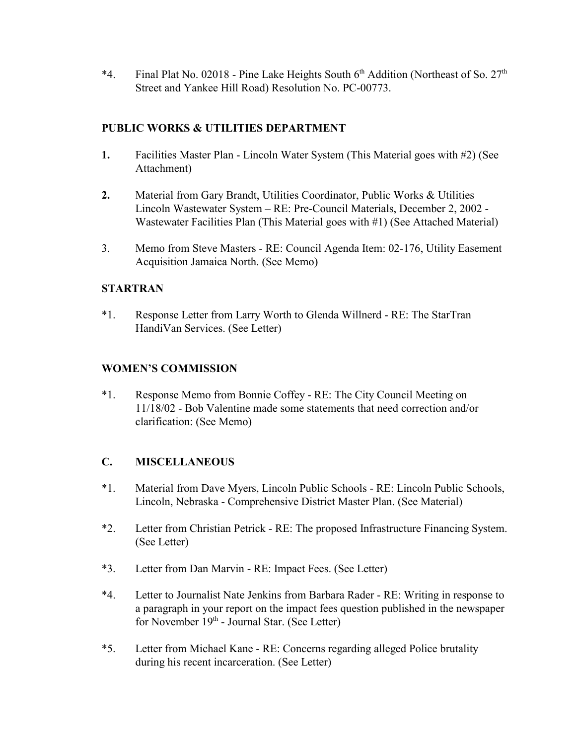*4. Final Plat No. 02018 - Pine Lake Heights South 6th Addition (Northeast of So. 27th Street and Yankee Hill Road) Resolution No. PC-00773.

**PUBLIC WORKS & UTILITIES DEPARTMENT**

**1.** Facilities Master Plan - Lincoln Water System (This Material goes with #2) (See Attachment)

**2.** Material from Gary Brandt, Utilities Coordinator, Public Works & Utilities Lincoln Wastewater System – RE: Pre-Council Materials, December 2, 2002 - Wastewater Facilities Plan (This Material goes with #1) (See Attached Material)

3. Memo from Steve Masters - RE: Council Agenda Item: 02-176, Utility Easement Acquisition Jamaica North. (See Memo)

**STARTRAN**

*1. Response Letter from Larry Worth to Glenda Willnerd - RE: The StarTran HandiVan Services. (See Letter)

**WOMEN'S COMMISSION**

*1. Response Memo from Bonnie Coffey - RE: The City Council Meeting on 11/18/02 - Bob Valentine made some statements that need correction and/or clarification: (See Memo)

## C. MISCELLANEOUS

*1. Material from Dave Myers, Lincoln Public Schools - RE: Lincoln Public Schools, Lincoln, Nebraska - Comprehensive District Master Plan. (See Material)

*2. Letter from Christian Petrick - RE: The proposed Infrastructure Financing System. (See Letter)

*3. Letter from Dan Marvin - RE: Impact Fees. (See Letter)

*4. Letter to Journalist Nate Jenkins from Barbara Rader - RE: Writing in response to a paragraph in your report on the impact fees question published in the newspaper for November 19th - Journal Star. (See Letter)

*5. Letter from Michael Kane - RE: Concerns regarding alleged Police brutality during his recent incarceration. (See Letter)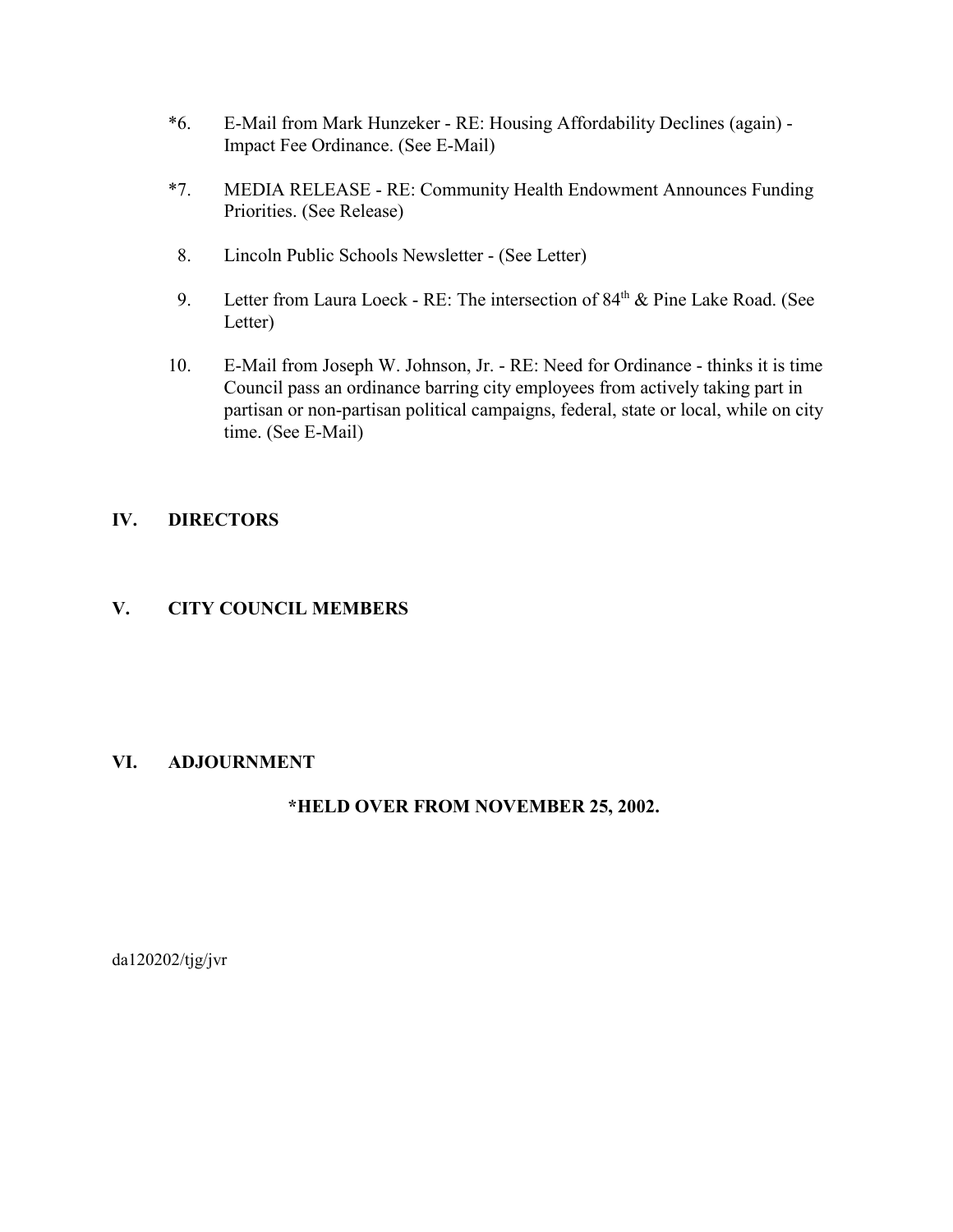*6. E-Mail from Mark Hunzeker - RE: Housing Affordability Declines (again) - Impact Fee Ordinance. (See E-Mail)

*7. MEDIA RELEASE - RE: Community Health Endowment Announces Funding Priorities. (See Release)

8. Lincoln Public Schools Newsletter - (See Letter)

9. Letter from Laura Loeck - RE: The intersection of 84th & Pine Lake Road. (See Letter)

10. E-Mail from Joseph W. Johnson, Jr. - RE: Need for Ordinance - thinks it is time Council pass an ordinance barring city employees from actively taking part in partisan or non-partisan political campaigns, federal, state or local, while on city time. (See E-Mail)

## IV. DIRECTORS

## V. CITY COUNCIL MEMBERS

## VI. ADJOURNMENT

**\*HELD OVER FROM NOVEMBER 25, 2002.**

da120202/tjg/jvr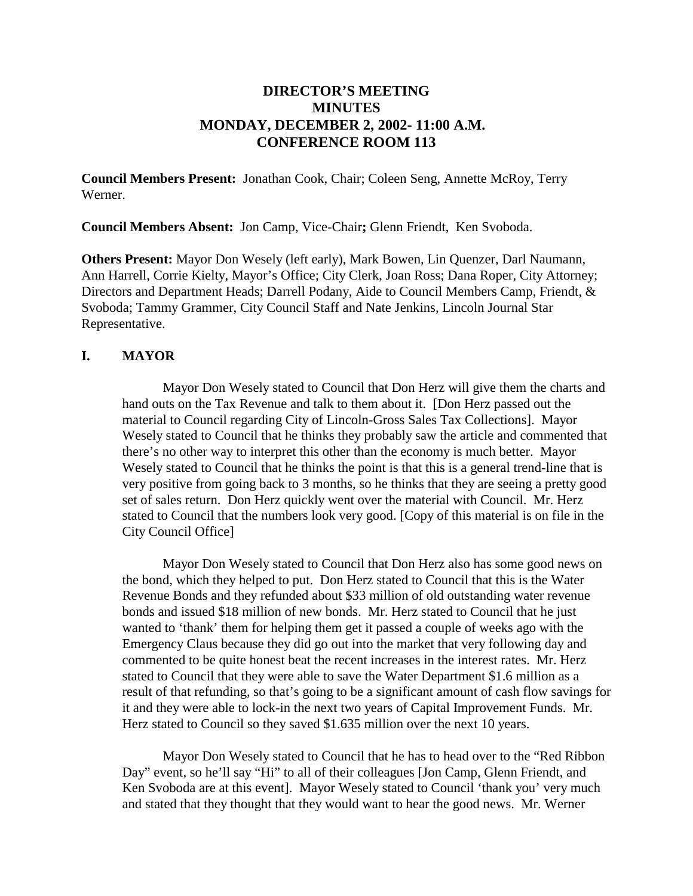# DIRECTOR'S MEETING
# MINUTES
# MONDAY, DECEMBER 2, 2002- 11:00 A.M.
# CONFERENCE ROOM 113

**Council Members Present:** Jonathan Cook, Chair; Coleen Seng, Annette McRoy, Terry Werner.

**Council Members Absent:** Jon Camp, Vice-Chair**;** Glenn Friendt, Ken Svoboda.

**Others Present:** Mayor Don Wesely (left early), Mark Bowen, Lin Quenzer, Darl Naumann, Ann Harrell, Corrie Kielty, Mayor's Office; City Clerk, Joan Ross; Dana Roper, City Attorney; Directors and Department Heads; Darrell Podany, Aide to Council Members Camp, Friendt, & Svoboda; Tammy Grammer, City Council Staff and Nate Jenkins, Lincoln Journal Star Representative.

## I. MAYOR

Mayor Don Wesely stated to Council that Don Herz will give them the charts and hand outs on the Tax Revenue and talk to them about it. [Don Herz passed out the material to Council regarding City of Lincoln-Gross Sales Tax Collections]. Mayor Wesely stated to Council that he thinks they probably saw the article and commented that there's no other way to interpret this other than the economy is much better. Mayor Wesely stated to Council that he thinks the point is that this is a general trend-line that is very positive from going back to 3 months, so he thinks that they are seeing a pretty good set of sales return. Don Herz quickly went over the material with Council. Mr. Herz stated to Council that the numbers look very good. [Copy of this material is on file in the City Council Office]

Mayor Don Wesely stated to Council that Don Herz also has some good news on the bond, which they helped to put. Don Herz stated to Council that this is the Water Revenue Bonds and they refunded about $33 million of old outstanding water revenue bonds and issued $18 million of new bonds. Mr. Herz stated to Council that he just wanted to 'thank' them for helping them get it passed a couple of weeks ago with the Emergency Claus because they did go out into the market that very following day and commented to be quite honest beat the recent increases in the interest rates. Mr. Herz stated to Council that they were able to save the Water Department $1.6 million as a result of that refunding, so that's going to be a significant amount of cash flow savings for it and they were able to lock-in the next two years of Capital Improvement Funds. Mr. Herz stated to Council so they saved $1.635 million over the next 10 years.

Mayor Don Wesely stated to Council that he has to head over to the "Red Ribbon Day" event, so he'll say "Hi" to all of their colleagues [Jon Camp, Glenn Friendt, and Ken Svoboda are at this event]. Mayor Wesely stated to Council 'thank you' very much and stated that they thought that they would want to hear the good news. Mr. Werner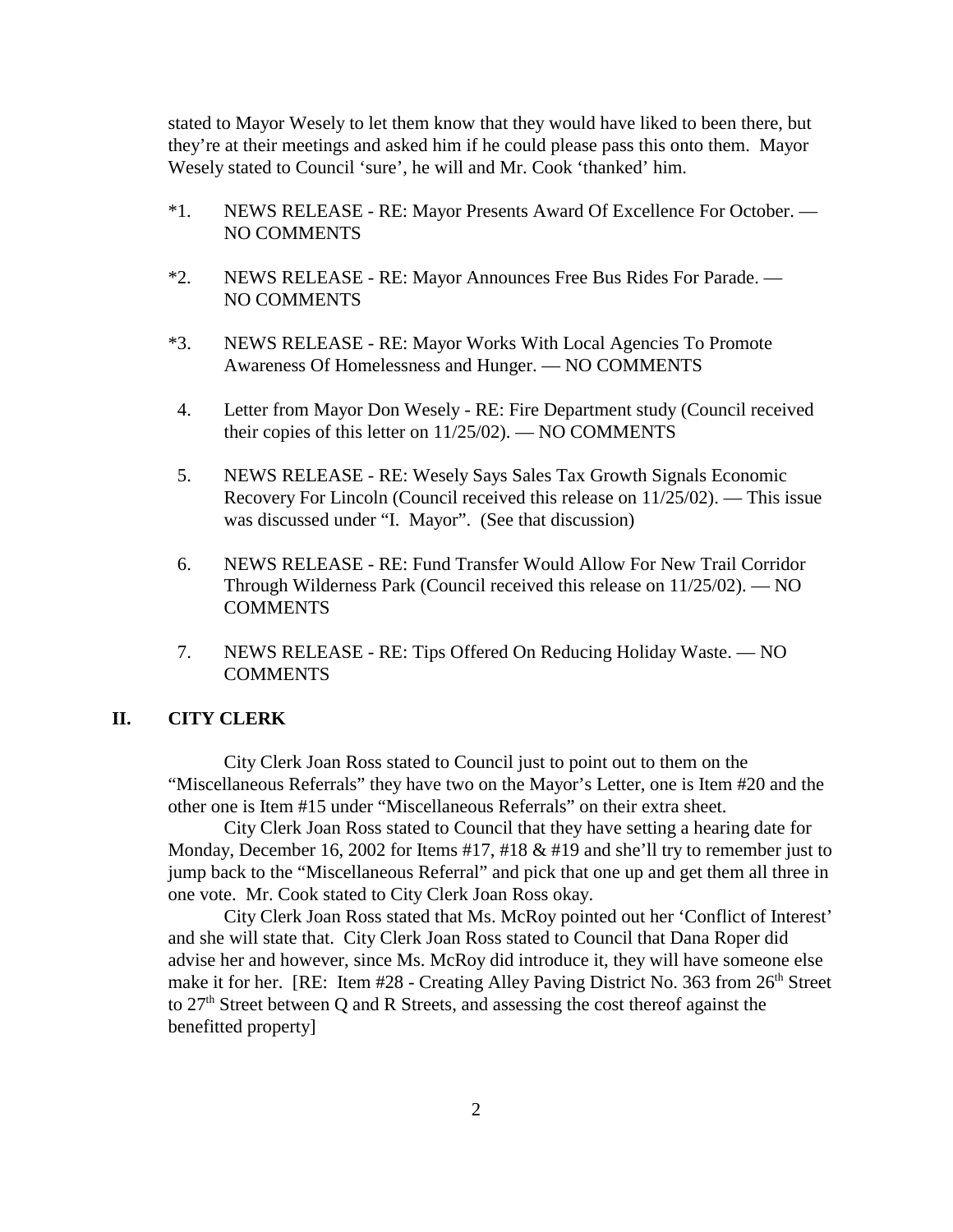stated to Mayor Wesely to let them know that they would have liked to been there, but they're at their meetings and asked him if he could please pass this onto them. Mayor Wesely stated to Council 'sure', he will and Mr. Cook 'thanked' him.

*1. NEWS RELEASE - RE: Mayor Presents Award Of Excellence For October. — NO COMMENTS

*2. NEWS RELEASE - RE: Mayor Announces Free Bus Rides For Parade. — NO COMMENTS

*3. NEWS RELEASE - RE: Mayor Works With Local Agencies To Promote Awareness Of Homelessness and Hunger. — NO COMMENTS

4. Letter from Mayor Don Wesely - RE: Fire Department study (Council received their copies of this letter on 11/25/02). — NO COMMENTS

5. NEWS RELEASE - RE: Wesely Says Sales Tax Growth Signals Economic Recovery For Lincoln (Council received this release on 11/25/02). — This issue was discussed under "I. Mayor". (See that discussion)

6. NEWS RELEASE - RE: Fund Transfer Would Allow For New Trail Corridor Through Wilderness Park (Council received this release on 11/25/02). — NO COMMENTS

7. NEWS RELEASE - RE: Tips Offered On Reducing Holiday Waste. — NO COMMENTS

## II. CITY CLERK

City Clerk Joan Ross stated to Council just to point out to them on the "Miscellaneous Referrals" they have two on the Mayor's Letter, one is Item #20 and the other one is Item #15 under "Miscellaneous Referrals" on their extra sheet.

City Clerk Joan Ross stated to Council that they have setting a hearing date for Monday, December 16, 2002 for Items #17, #18 & #19 and she'll try to remember just to jump back to the "Miscellaneous Referral" and pick that one up and get them all three in one vote. Mr. Cook stated to City Clerk Joan Ross okay.

City Clerk Joan Ross stated that Ms. McRoy pointed out her 'Conflict of Interest' and she will state that. City Clerk Joan Ross stated to Council that Dana Roper did advise her and however, since Ms. McRoy did introduce it, they will have someone else make it for her. [RE: Item #28 - Creating Alley Paving District No. 363 from 26th Street to 27th Street between Q and R Streets, and assessing the cost thereof against the benefitted property]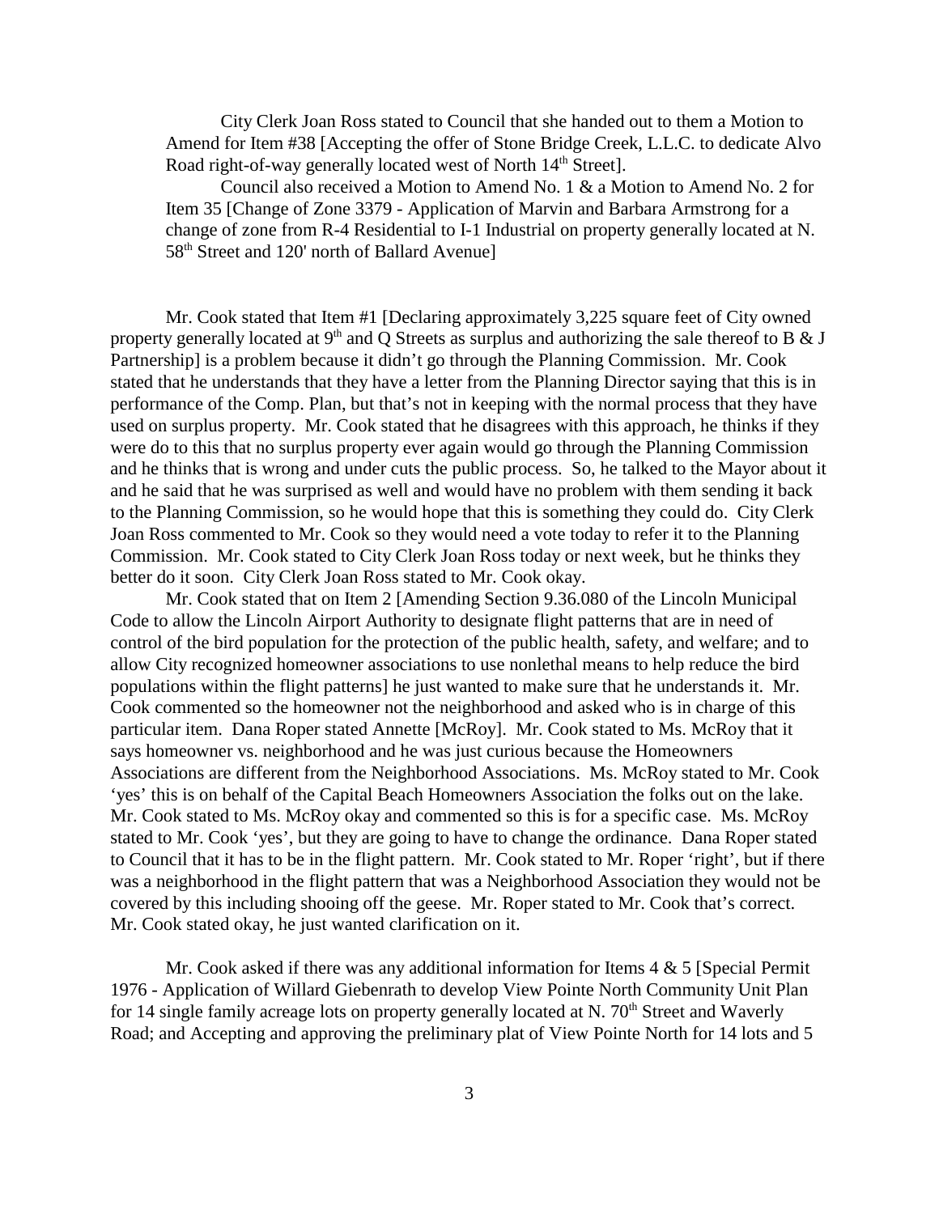City Clerk Joan Ross stated to Council that she handed out to them a Motion to Amend for Item #38 [Accepting the offer of Stone Bridge Creek, L.L.C. to dedicate Alvo Road right-of-way generally located west of North 14th Street].

Council also received a Motion to Amend No. 1 & a Motion to Amend No. 2 for Item 35 [Change of Zone 3379 - Application of Marvin and Barbara Armstrong for a change of zone from R-4 Residential to I-1 Industrial on property generally located at N. 58th Street and 120' north of Ballard Avenue]

Mr. Cook stated that Item #1 [Declaring approximately 3,225 square feet of City owned property generally located at 9th and Q Streets as surplus and authorizing the sale thereof to B & J Partnership] is a problem because it didn't go through the Planning Commission. Mr. Cook stated that he understands that they have a letter from the Planning Director saying that this is in performance of the Comp. Plan, but that's not in keeping with the normal process that they have used on surplus property. Mr. Cook stated that he disagrees with this approach, he thinks if they were do to this that no surplus property ever again would go through the Planning Commission and he thinks that is wrong and under cuts the public process. So, he talked to the Mayor about it and he said that he was surprised as well and would have no problem with them sending it back to the Planning Commission, so he would hope that this is something they could do. City Clerk Joan Ross commented to Mr. Cook so they would need a vote today to refer it to the Planning Commission. Mr. Cook stated to City Clerk Joan Ross today or next week, but he thinks they better do it soon. City Clerk Joan Ross stated to Mr. Cook okay.

Mr. Cook stated that on Item 2 [Amending Section 9.36.080 of the Lincoln Municipal Code to allow the Lincoln Airport Authority to designate flight patterns that are in need of control of the bird population for the protection of the public health, safety, and welfare; and to allow City recognized homeowner associations to use nonlethal means to help reduce the bird populations within the flight patterns] he just wanted to make sure that he understands it. Mr. Cook commented so the homeowner not the neighborhood and asked who is in charge of this particular item. Dana Roper stated Annette [McRoy]. Mr. Cook stated to Ms. McRoy that it says homeowner vs. neighborhood and he was just curious because the Homeowners Associations are different from the Neighborhood Associations. Ms. McRoy stated to Mr. Cook 'yes' this is on behalf of the Capital Beach Homeowners Association the folks out on the lake. Mr. Cook stated to Ms. McRoy okay and commented so this is for a specific case. Ms. McRoy stated to Mr. Cook 'yes', but they are going to have to change the ordinance. Dana Roper stated to Council that it has to be in the flight pattern. Mr. Cook stated to Mr. Roper 'right', but if there was a neighborhood in the flight pattern that was a Neighborhood Association they would not be covered by this including shooing off the geese. Mr. Roper stated to Mr. Cook that's correct. Mr. Cook stated okay, he just wanted clarification on it.

Mr. Cook asked if there was any additional information for Items 4 & 5 [Special Permit 1976 - Application of Willard Giebenrath to develop View Pointe North Community Unit Plan for 14 single family acreage lots on property generally located at N. 70th Street and Waverly Road; and Accepting and approving the preliminary plat of View Pointe North for 14 lots and 5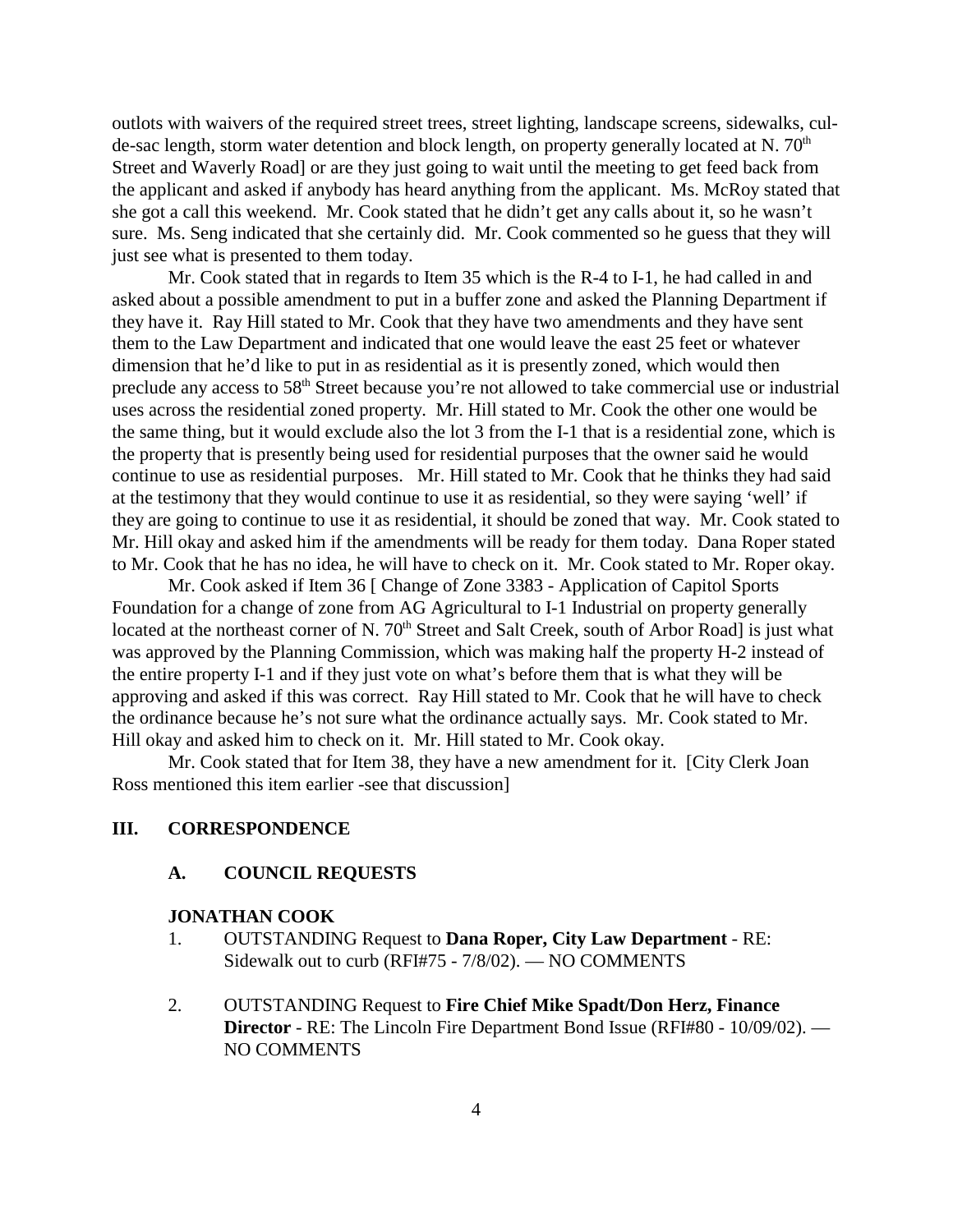outlots with waivers of the required street trees, street lighting, landscape screens, sidewalks, cul-de-sac length, storm water detention and block length, on property generally located at N. 70th Street and Waverly Road] or are they just going to wait until the meeting to get feed back from the applicant and asked if anybody has heard anything from the applicant. Ms. McRoy stated that she got a call this weekend. Mr. Cook stated that he didn't get any calls about it, so he wasn't sure. Ms. Seng indicated that she certainly did. Mr. Cook commented so he guess that they will just see what is presented to them today.

Mr. Cook stated that in regards to Item 35 which is the R-4 to I-1, he had called in and asked about a possible amendment to put in a buffer zone and asked the Planning Department if they have it. Ray Hill stated to Mr. Cook that they have two amendments and they have sent them to the Law Department and indicated that one would leave the east 25 feet or whatever dimension that he'd like to put in as residential as it is presently zoned, which would then preclude any access to 58th Street because you're not allowed to take commercial use or industrial uses across the residential zoned property. Mr. Hill stated to Mr. Cook the other one would be the same thing, but it would exclude also the lot 3 from the I-1 that is a residential zone, which is the property that is presently being used for residential purposes that the owner said he would continue to use as residential purposes. Mr. Hill stated to Mr. Cook that he thinks they had said at the testimony that they would continue to use it as residential, so they were saying 'well' if they are going to continue to use it as residential, it should be zoned that way. Mr. Cook stated to Mr. Hill okay and asked him if the amendments will be ready for them today. Dana Roper stated to Mr. Cook that he has no idea, he will have to check on it. Mr. Cook stated to Mr. Roper okay.

Mr. Cook asked if Item 36 [ Change of Zone 3383 - Application of Capitol Sports Foundation for a change of zone from AG Agricultural to I-1 Industrial on property generally located at the northeast corner of N. 70th Street and Salt Creek, south of Arbor Road] is just what was approved by the Planning Commission, which was making half the property H-2 instead of the entire property I-1 and if they just vote on what's before them that is what they will be approving and asked if this was correct. Ray Hill stated to Mr. Cook that he will have to check the ordinance because he's not sure what the ordinance actually says. Mr. Cook stated to Mr. Hill okay and asked him to check on it. Mr. Hill stated to Mr. Cook okay.

Mr. Cook stated that for Item 38, they have a new amendment for it. [City Clerk Joan Ross mentioned this item earlier -see that discussion]

## III. CORRESPONDENCE

### A. COUNCIL REQUESTS

**JONATHAN COOK**

1. OUTSTANDING Request to **Dana Roper, City Law Department** - RE: Sidewalk out to curb (RFI#75 - 7/8/02). — NO COMMENTS

2. OUTSTANDING Request to **Fire Chief Mike Spadt/Don Herz, Finance Director** - RE: The Lincoln Fire Department Bond Issue (RFI#80 - 10/09/02). — NO COMMENTS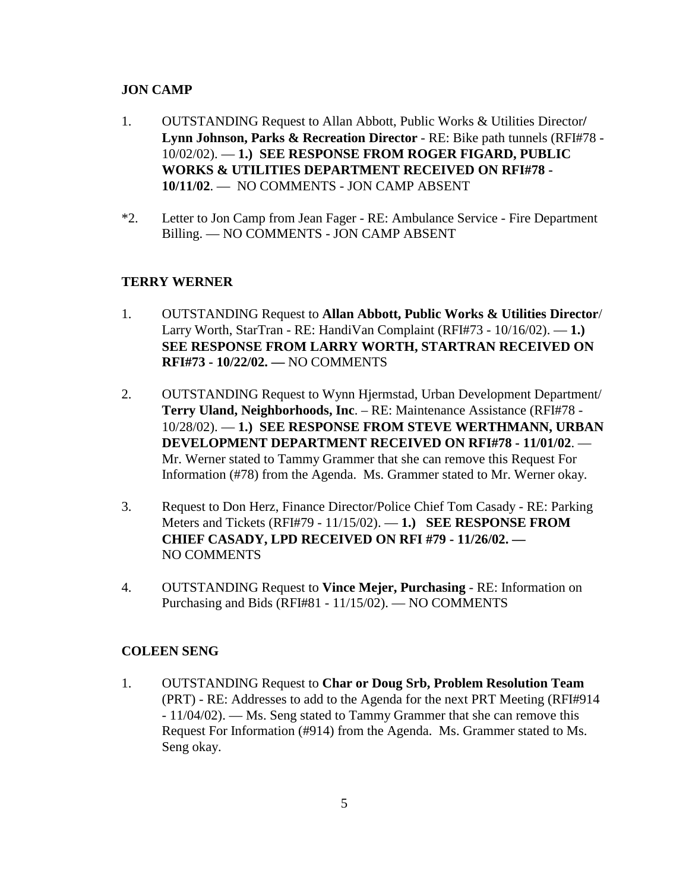**JON CAMP**

1. OUTSTANDING Request to Allan Abbott, Public Works & Utilities Director**/ Lynn Johnson, Parks & Recreation Director** - RE: Bike path tunnels (RFI#78 - 10/02/02). — **1.) SEE RESPONSE FROM ROGER FIGARD, PUBLIC WORKS & UTILITIES DEPARTMENT RECEIVED ON RFI#78 - 10/11/02**. — NO COMMENTS - JON CAMP ABSENT

*2. Letter to Jon Camp from Jean Fager - RE: Ambulance Service - Fire Department Billing. — NO COMMENTS - JON CAMP ABSENT

**TERRY WERNER**

1. OUTSTANDING Request to **Allan Abbott, Public Works & Utilities Director**/ Larry Worth, StarTran - RE: HandiVan Complaint (RFI#73 - 10/16/02). — **1.) SEE RESPONSE FROM LARRY WORTH, STARTRAN RECEIVED ON RFI#73 - 10/22/02. —** NO COMMENTS

2. OUTSTANDING Request to Wynn Hjermstad, Urban Development Department/ **Terry Uland, Neighborhoods, Inc**. – RE: Maintenance Assistance (RFI#78 - 10/28/02). — **1.) SEE RESPONSE FROM STEVE WERTHMANN, URBAN DEVELOPMENT DEPARTMENT RECEIVED ON RFI#78 - 11/01/02**. — Mr. Werner stated to Tammy Grammer that she can remove this Request For Information (#78) from the Agenda. Ms. Grammer stated to Mr. Werner okay.

3. Request to Don Herz, Finance Director/Police Chief Tom Casady - RE: Parking Meters and Tickets (RFI#79 - 11/15/02). — **1.) SEE RESPONSE FROM CHIEF CASADY, LPD RECEIVED ON RFI #79 - 11/26/02. —** NO COMMENTS

4. OUTSTANDING Request to **Vince Mejer, Purchasing** - RE: Information on Purchasing and Bids (RFI#81 - 11/15/02). — NO COMMENTS

**COLEEN SENG**

1. OUTSTANDING Request to **Char or Doug Srb, Problem Resolution Team** (PRT) - RE: Addresses to add to the Agenda for the next PRT Meeting (RFI#914 - 11/04/02). — Ms. Seng stated to Tammy Grammer that she can remove this Request For Information (#914) from the Agenda. Ms. Grammer stated to Ms. Seng okay.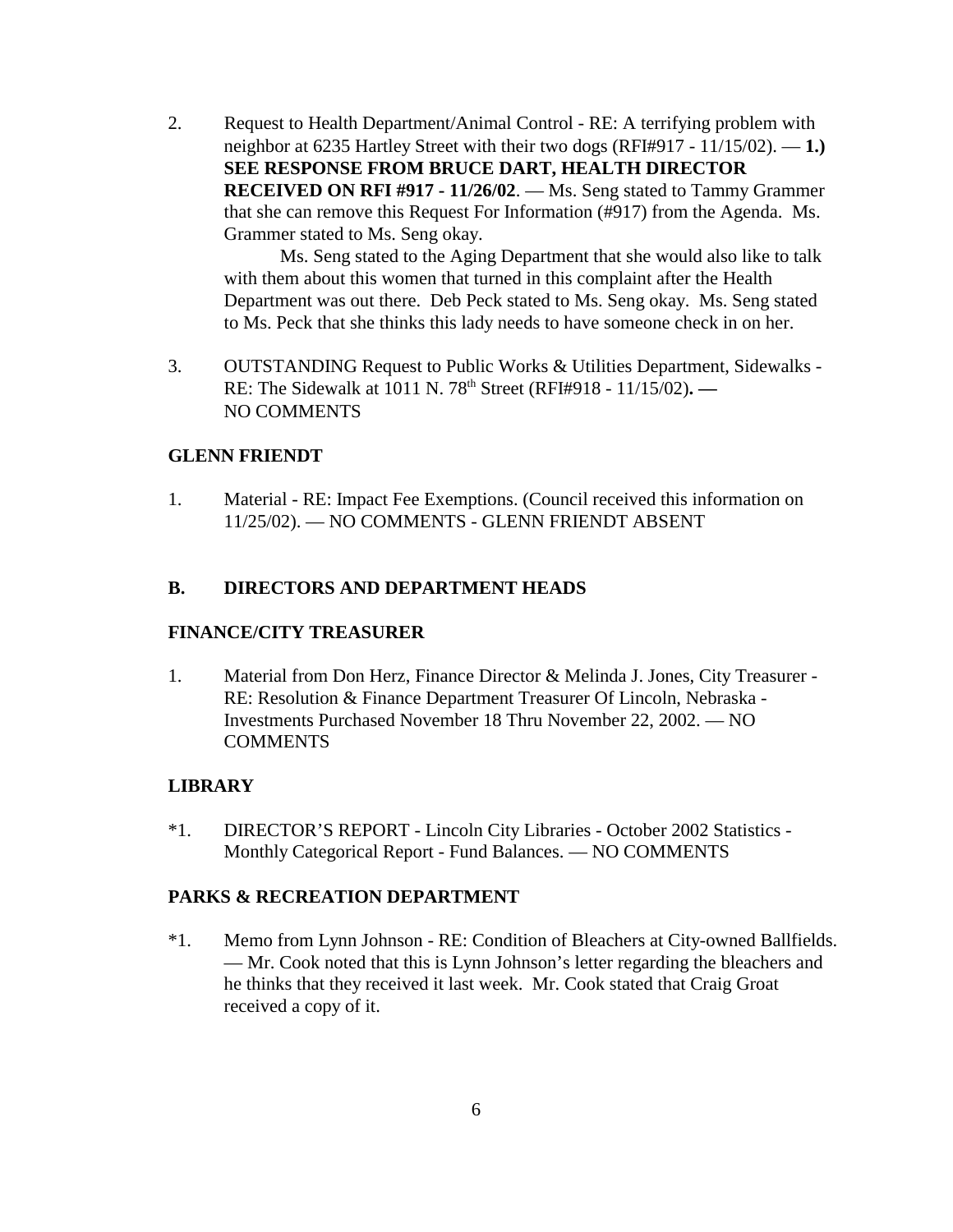2. Request to Health Department/Animal Control - RE: A terrifying problem with neighbor at 6235 Hartley Street with their two dogs (RFI#917 - 11/15/02). — **1.) SEE RESPONSE FROM BRUCE DART, HEALTH DIRECTOR RECEIVED ON RFI #917 - 11/26/02**. — Ms. Seng stated to Tammy Grammer that she can remove this Request For Information (#917) from the Agenda. Ms. Grammer stated to Ms. Seng okay.

   Ms. Seng stated to the Aging Department that she would also like to talk with them about this women that turned in this complaint after the Health Department was out there. Deb Peck stated to Ms. Seng okay. Ms. Seng stated to Ms. Peck that she thinks this lady needs to have someone check in on her.

3. OUTSTANDING Request to Public Works & Utilities Department, Sidewalks - RE: The Sidewalk at 1011 N. 78th Street (RFI#918 - 11/15/02)**. —** NO COMMENTS

**GLENN FRIENDT**

1. Material - RE: Impact Fee Exemptions. (Council received this information on 11/25/02). — NO COMMENTS - GLENN FRIENDT ABSENT

**B. DIRECTORS AND DEPARTMENT HEADS**

**FINANCE/CITY TREASURER**

1. Material from Don Herz, Finance Director & Melinda J. Jones, City Treasurer - RE: Resolution & Finance Department Treasurer Of Lincoln, Nebraska - Investments Purchased November 18 Thru November 22, 2002. — NO COMMENTS

**LIBRARY**

*1. DIRECTOR'S REPORT - Lincoln City Libraries - October 2002 Statistics - Monthly Categorical Report - Fund Balances. — NO COMMENTS

**PARKS & RECREATION DEPARTMENT**

*1. Memo from Lynn Johnson - RE: Condition of Bleachers at City-owned Ballfields. — Mr. Cook noted that this is Lynn Johnson's letter regarding the bleachers and he thinks that they received it last week. Mr. Cook stated that Craig Groat received a copy of it.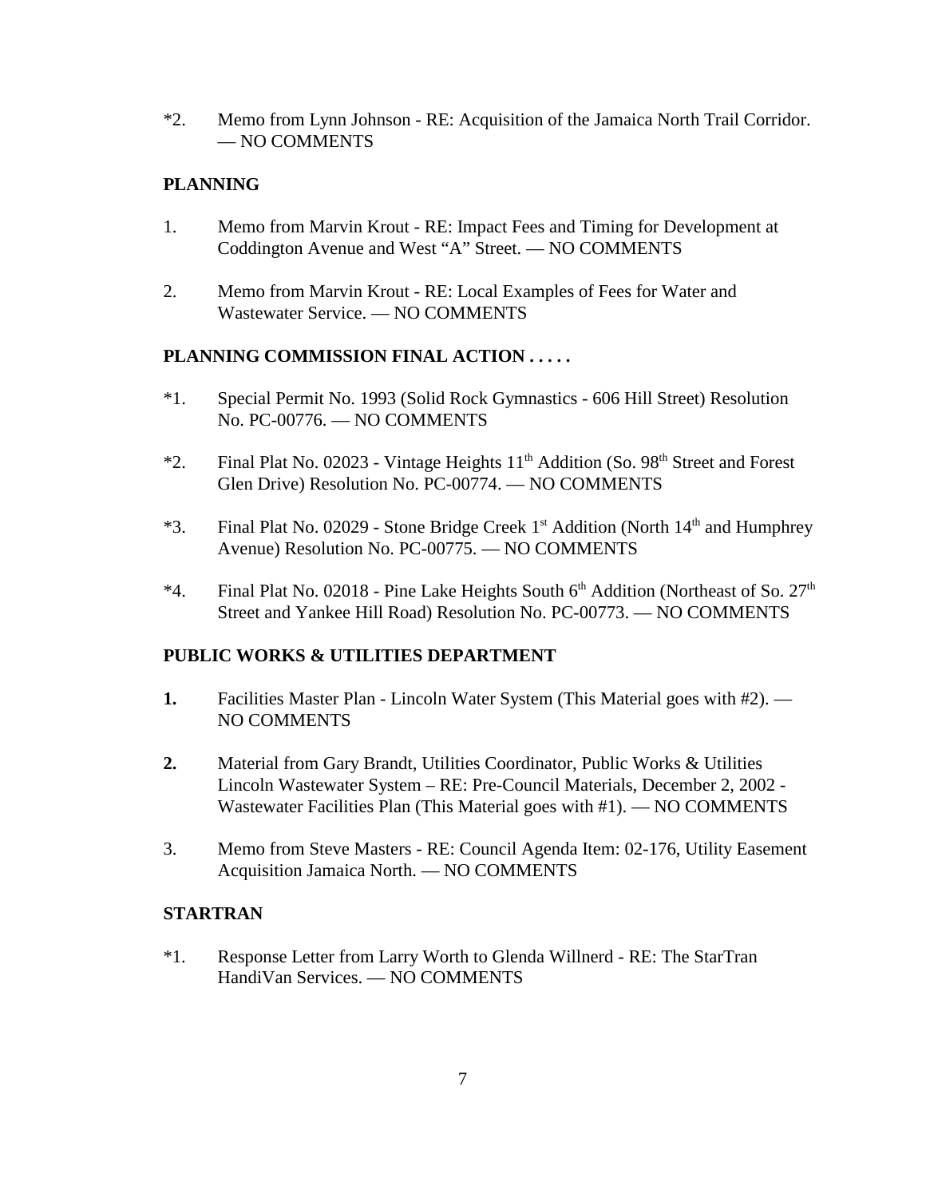*2. Memo from Lynn Johnson - RE: Acquisition of the Jamaica North Trail Corridor. — NO COMMENTS

**PLANNING**

1. Memo from Marvin Krout - RE: Impact Fees and Timing for Development at Coddington Avenue and West "A" Street. — NO COMMENTS

2. Memo from Marvin Krout - RE: Local Examples of Fees for Water and Wastewater Service. — NO COMMENTS

**PLANNING COMMISSION FINAL ACTION . . . . .**

*1. Special Permit No. 1993 (Solid Rock Gymnastics - 606 Hill Street) Resolution No. PC-00776. — NO COMMENTS

*2. Final Plat No. 02023 - Vintage Heights 11th Addition (So. 98th Street and Forest Glen Drive) Resolution No. PC-00774. — NO COMMENTS

*3. Final Plat No. 02029 - Stone Bridge Creek 1st Addition (North 14th and Humphrey Avenue) Resolution No. PC-00775. — NO COMMENTS

*4. Final Plat No. 02018 - Pine Lake Heights South 6th Addition (Northeast of So. 27th Street and Yankee Hill Road) Resolution No. PC-00773. — NO COMMENTS

**PUBLIC WORKS & UTILITIES DEPARTMENT**

**1.** Facilities Master Plan - Lincoln Water System (This Material goes with #2). — NO COMMENTS

**2.** Material from Gary Brandt, Utilities Coordinator, Public Works & Utilities Lincoln Wastewater System – RE: Pre-Council Materials, December 2, 2002 - Wastewater Facilities Plan (This Material goes with #1). — NO COMMENTS

3. Memo from Steve Masters - RE: Council Agenda Item: 02-176, Utility Easement Acquisition Jamaica North. — NO COMMENTS

**STARTRAN**

*1. Response Letter from Larry Worth to Glenda Willnerd - RE: The StarTran HandiVan Services. — NO COMMENTS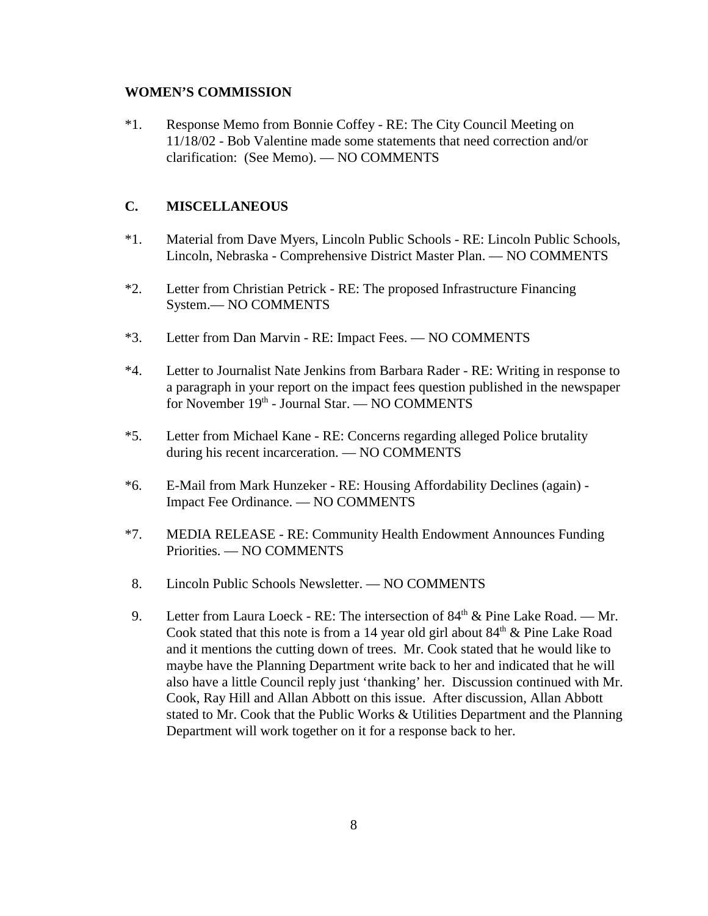**WOMEN'S COMMISSION**

*1. Response Memo from Bonnie Coffey - RE: The City Council Meeting on 11/18/02 - Bob Valentine made some statements that need correction and/or clarification: (See Memo). — NO COMMENTS

**C. MISCELLANEOUS**

*1. Material from Dave Myers, Lincoln Public Schools - RE: Lincoln Public Schools, Lincoln, Nebraska - Comprehensive District Master Plan. — NO COMMENTS

*2. Letter from Christian Petrick - RE: The proposed Infrastructure Financing System.— NO COMMENTS

*3. Letter from Dan Marvin - RE: Impact Fees. — NO COMMENTS

*4. Letter to Journalist Nate Jenkins from Barbara Rader - RE: Writing in response to a paragraph in your report on the impact fees question published in the newspaper for November 19th - Journal Star. — NO COMMENTS

*5. Letter from Michael Kane - RE: Concerns regarding alleged Police brutality during his recent incarceration. — NO COMMENTS

*6. E-Mail from Mark Hunzeker - RE: Housing Affordability Declines (again) - Impact Fee Ordinance. — NO COMMENTS

*7. MEDIA RELEASE - RE: Community Health Endowment Announces Funding Priorities. — NO COMMENTS

8. Lincoln Public Schools Newsletter. — NO COMMENTS

9. Letter from Laura Loeck - RE: The intersection of 84th & Pine Lake Road. — Mr. Cook stated that this note is from a 14 year old girl about 84th & Pine Lake Road and it mentions the cutting down of trees. Mr. Cook stated that he would like to maybe have the Planning Department write back to her and indicated that he will also have a little Council reply just 'thanking' her. Discussion continued with Mr. Cook, Ray Hill and Allan Abbott on this issue. After discussion, Allan Abbott stated to Mr. Cook that the Public Works & Utilities Department and the Planning Department will work together on it for a response back to her.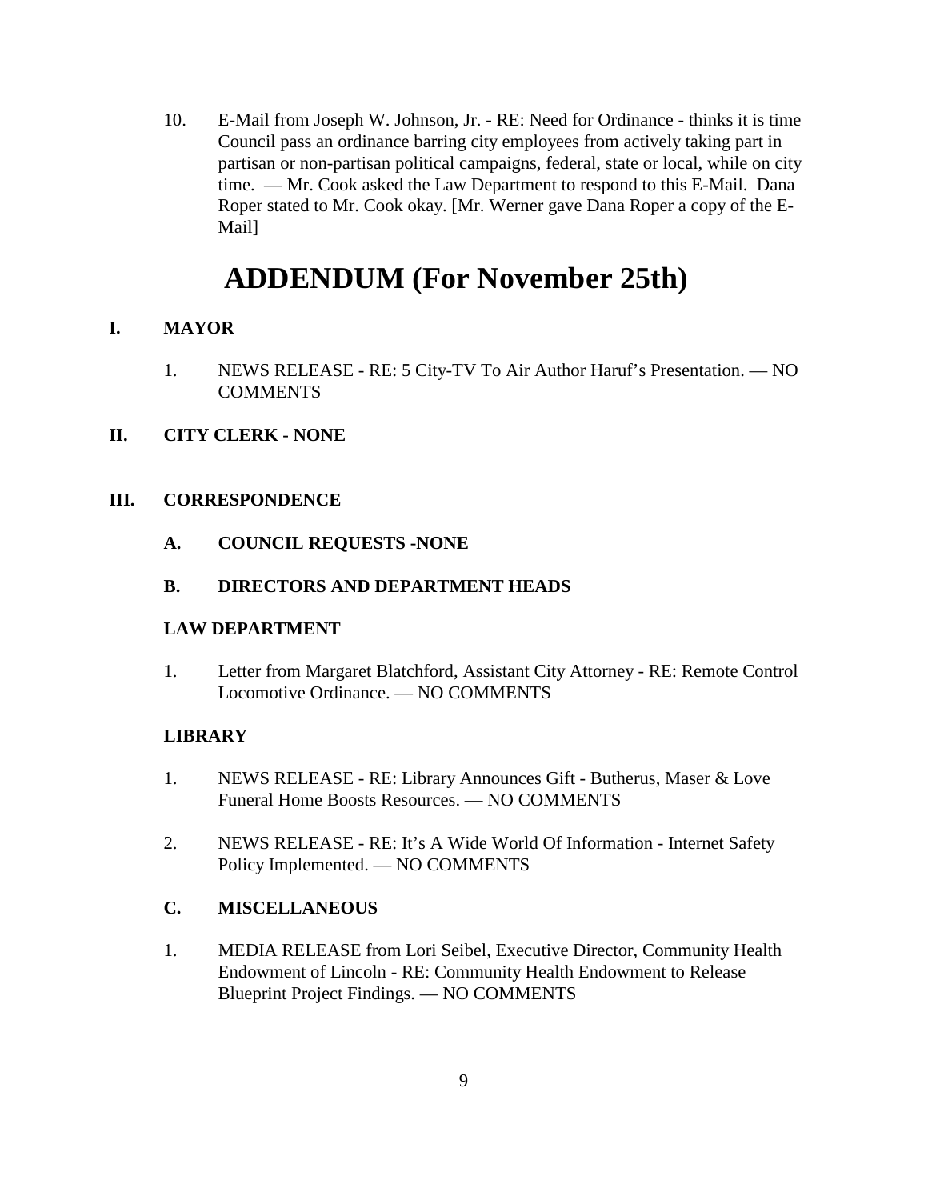10. E-Mail from Joseph W. Johnson, Jr. - RE: Need for Ordinance - thinks it is time Council pass an ordinance barring city employees from actively taking part in partisan or non-partisan political campaigns, federal, state or local, while on city time. — Mr. Cook asked the Law Department to respond to this E-Mail. Dana Roper stated to Mr. Cook okay. [Mr. Werner gave Dana Roper a copy of the E-Mail]

# ADDENDUM (For November 25th)

## I. MAYOR

1. NEWS RELEASE - RE: 5 City-TV To Air Author Haruf's Presentation. — NO COMMENTS

## II. CITY CLERK - NONE

## III. CORRESPONDENCE

### A. COUNCIL REQUESTS -NONE

### B. DIRECTORS AND DEPARTMENT HEADS

**LAW DEPARTMENT**

1. Letter from Margaret Blatchford, Assistant City Attorney - RE: Remote Control Locomotive Ordinance. — NO COMMENTS

**LIBRARY**

1. NEWS RELEASE - RE: Library Announces Gift - Butherus, Maser & Love Funeral Home Boosts Resources. — NO COMMENTS
2. NEWS RELEASE - RE: It's A Wide World Of Information - Internet Safety Policy Implemented. — NO COMMENTS

### C. MISCELLANEOUS

1. MEDIA RELEASE from Lori Seibel, Executive Director, Community Health Endowment of Lincoln - RE: Community Health Endowment to Release Blueprint Project Findings. — NO COMMENTS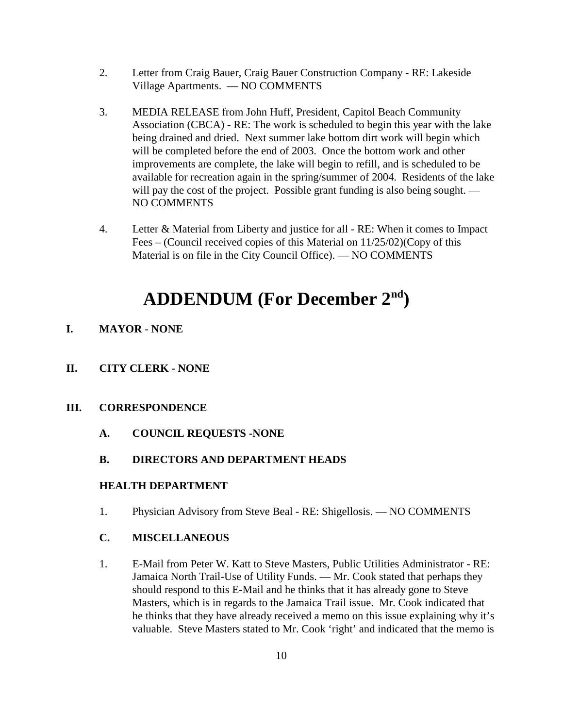2. Letter from Craig Bauer, Craig Bauer Construction Company - RE: Lakeside Village Apartments. — NO COMMENTS

3. MEDIA RELEASE from John Huff, President, Capitol Beach Community Association (CBCA) - RE: The work is scheduled to begin this year with the lake being drained and dried. Next summer lake bottom dirt work will begin which will be completed before the end of 2003. Once the bottom work and other improvements are complete, the lake will begin to refill, and is scheduled to be available for recreation again in the spring/summer of 2004. Residents of the lake will pay the cost of the project. Possible grant funding is also being sought. — NO COMMENTS

4. Letter & Material from Liberty and justice for all - RE: When it comes to Impact Fees – (Council received copies of this Material on 11/25/02)(Copy of this Material is on file in the City Council Office). — NO COMMENTS

# ADDENDUM (For December 2nd)

## I. MAYOR - NONE

## II. CITY CLERK - NONE

## III. CORRESPONDENCE

### A. COUNCIL REQUESTS -NONE

### B. DIRECTORS AND DEPARTMENT HEADS

**HEALTH DEPARTMENT**

1. Physician Advisory from Steve Beal - RE: Shigellosis. — NO COMMENTS

### C. MISCELLANEOUS

1. E-Mail from Peter W. Katt to Steve Masters, Public Utilities Administrator - RE: Jamaica North Trail-Use of Utility Funds. — Mr. Cook stated that perhaps they should respond to this E-Mail and he thinks that it has already gone to Steve Masters, which is in regards to the Jamaica Trail issue. Mr. Cook indicated that he thinks that they have already received a memo on this issue explaining why it's valuable. Steve Masters stated to Mr. Cook 'right' and indicated that the memo is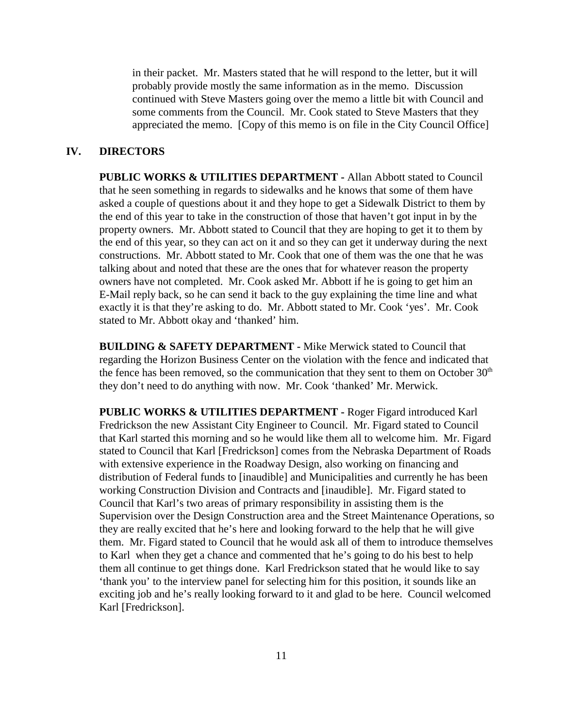in their packet. Mr. Masters stated that he will respond to the letter, but it will probably provide mostly the same information as in the memo. Discussion continued with Steve Masters going over the memo a little bit with Council and some comments from the Council. Mr. Cook stated to Steve Masters that they appreciated the memo. [Copy of this memo is on file in the City Council Office]

## IV. DIRECTORS

**PUBLIC WORKS & UTILITIES DEPARTMENT -** Allan Abbott stated to Council that he seen something in regards to sidewalks and he knows that some of them have asked a couple of questions about it and they hope to get a Sidewalk District to them by the end of this year to take in the construction of those that haven't got input in by the property owners. Mr. Abbott stated to Council that they are hoping to get it to them by the end of this year, so they can act on it and so they can get it underway during the next constructions. Mr. Abbott stated to Mr. Cook that one of them was the one that he was talking about and noted that these are the ones that for whatever reason the property owners have not completed. Mr. Cook asked Mr. Abbott if he is going to get him an E-Mail reply back, so he can send it back to the guy explaining the time line and what exactly it is that they're asking to do. Mr. Abbott stated to Mr. Cook 'yes'. Mr. Cook stated to Mr. Abbott okay and 'thanked' him.

**BUILDING & SAFETY DEPARTMENT -** Mike Merwick stated to Council that regarding the Horizon Business Center on the violation with the fence and indicated that the fence has been removed, so the communication that they sent to them on October 30th they don't need to do anything with now. Mr. Cook 'thanked' Mr. Merwick.

**PUBLIC WORKS & UTILITIES DEPARTMENT -** Roger Figard introduced Karl Fredrickson the new Assistant City Engineer to Council. Mr. Figard stated to Council that Karl started this morning and so he would like them all to welcome him. Mr. Figard stated to Council that Karl [Fredrickson] comes from the Nebraska Department of Roads with extensive experience in the Roadway Design, also working on financing and distribution of Federal funds to [inaudible] and Municipalities and currently he has been working Construction Division and Contracts and [inaudible]. Mr. Figard stated to Council that Karl's two areas of primary responsibility in assisting them is the Supervision over the Design Construction area and the Street Maintenance Operations, so they are really excited that he's here and looking forward to the help that he will give them. Mr. Figard stated to Council that he would ask all of them to introduce themselves to Karl when they get a chance and commented that he's going to do his best to help them all continue to get things done. Karl Fredrickson stated that he would like to say 'thank you' to the interview panel for selecting him for this position, it sounds like an exciting job and he's really looking forward to it and glad to be here. Council welcomed Karl [Fredrickson].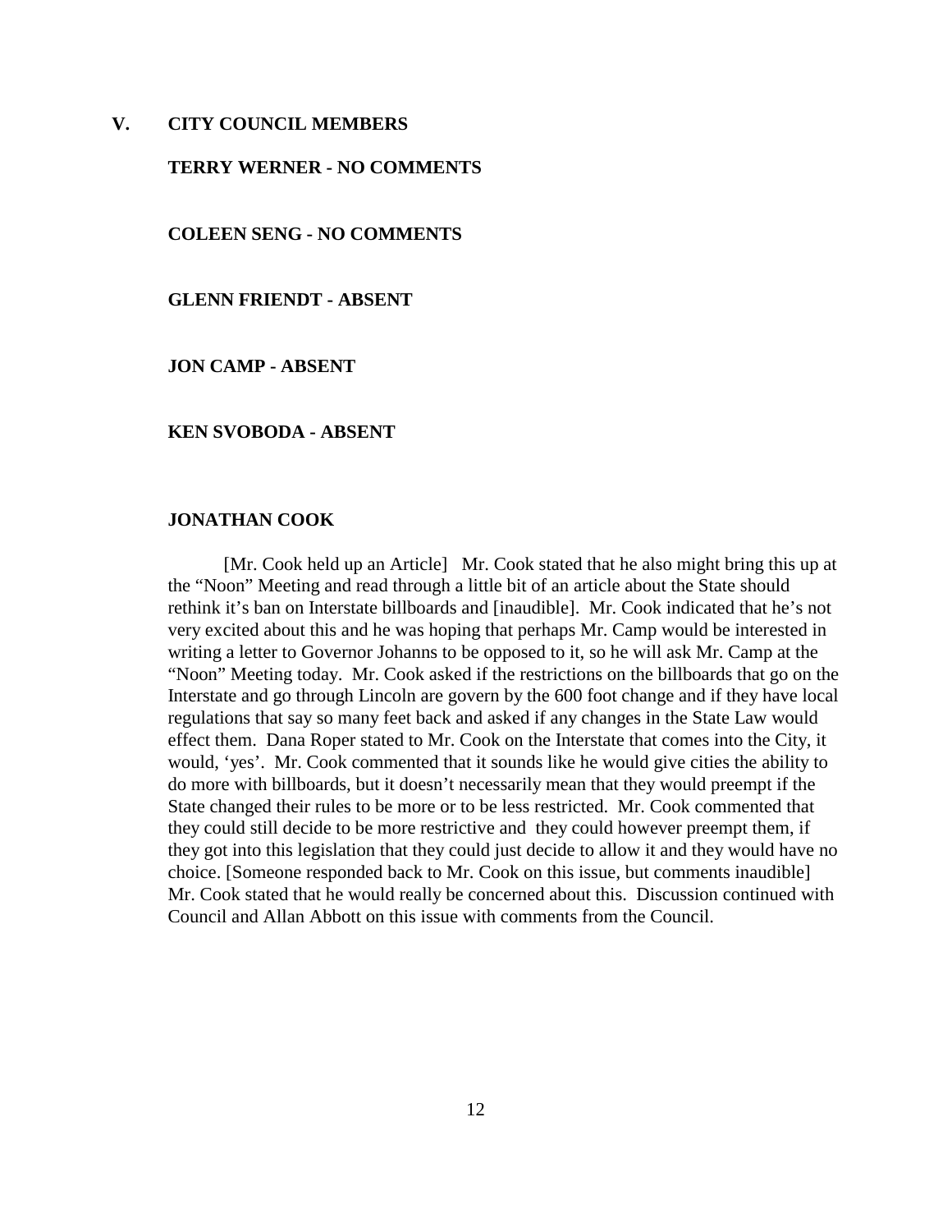## V. CITY COUNCIL MEMBERS

**TERRY WERNER - NO COMMENTS**

**COLEEN SENG - NO COMMENTS**

**GLENN FRIENDT - ABSENT**

**JON CAMP - ABSENT**

**KEN SVOBODA - ABSENT**

**JONATHAN COOK**

[Mr. Cook held up an Article] Mr. Cook stated that he also might bring this up at the "Noon" Meeting and read through a little bit of an article about the State should rethink it's ban on Interstate billboards and [inaudible]. Mr. Cook indicated that he's not very excited about this and he was hoping that perhaps Mr. Camp would be interested in writing a letter to Governor Johanns to be opposed to it, so he will ask Mr. Camp at the "Noon" Meeting today. Mr. Cook asked if the restrictions on the billboards that go on the Interstate and go through Lincoln are govern by the 600 foot change and if they have local regulations that say so many feet back and asked if any changes in the State Law would effect them. Dana Roper stated to Mr. Cook on the Interstate that comes into the City, it would, 'yes'. Mr. Cook commented that it sounds like he would give cities the ability to do more with billboards, but it doesn't necessarily mean that they would preempt if the State changed their rules to be more or to be less restricted. Mr. Cook commented that they could still decide to be more restrictive and they could however preempt them, if they got into this legislation that they could just decide to allow it and they would have no choice. [Someone responded back to Mr. Cook on this issue, but comments inaudible] Mr. Cook stated that he would really be concerned about this. Discussion continued with Council and Allan Abbott on this issue with comments from the Council.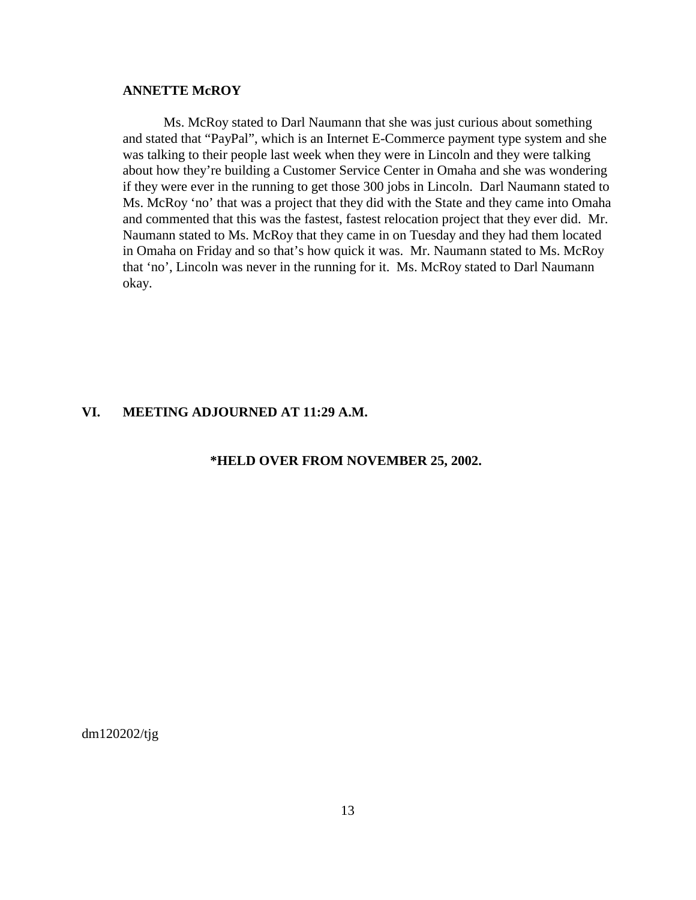**ANNETTE McROY**

Ms. McRoy stated to Darl Naumann that she was just curious about something and stated that "PayPal", which is an Internet E-Commerce payment type system and she was talking to their people last week when they were in Lincoln and they were talking about how they're building a Customer Service Center in Omaha and she was wondering if they were ever in the running to get those 300 jobs in Lincoln. Darl Naumann stated to Ms. McRoy 'no' that was a project that they did with the State and they came into Omaha and commented that this was the fastest, fastest relocation project that they ever did. Mr. Naumann stated to Ms. McRoy that they came in on Tuesday and they had them located in Omaha on Friday and so that's how quick it was. Mr. Naumann stated to Ms. McRoy that 'no', Lincoln was never in the running for it. Ms. McRoy stated to Darl Naumann okay.

**VI. MEETING ADJOURNED AT 11:29 A.M.**

**\*HELD OVER FROM NOVEMBER 25, 2002.**

dm120202/tjg